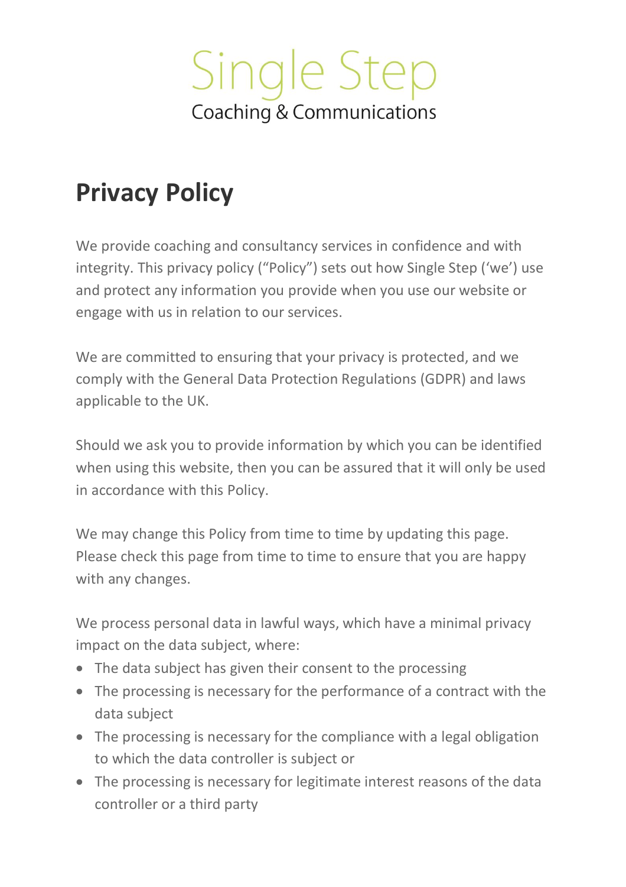Single Step
Coaching & Communications

# Privacy Policy

We provide coaching and consultancy services in confidence and with integrity. This privacy policy ("Policy") sets out how Single Step ('we') use and protect any information you provide when you use our website or engage with us in relation to our services.

We are committed to ensuring that your privacy is protected, and we comply with the General Data Protection Regulations (GDPR) and laws applicable to the UK.

Should we ask you to provide information by which you can be identified when using this website, then you can be assured that it will only be used in accordance with this Policy.

We may change this Policy from time to time by updating this page. Please check this page from time to time to ensure that you are happy with any changes.

We process personal data in lawful ways, which have a minimal privacy impact on the data subject, where:

- The data subject has given their consent to the processing
- The processing is necessary for the performance of a contract with the data subject
- The processing is necessary for the compliance with a legal obligation to which the data controller is subject or
- The processing is necessary for legitimate interest reasons of the data controller or a third party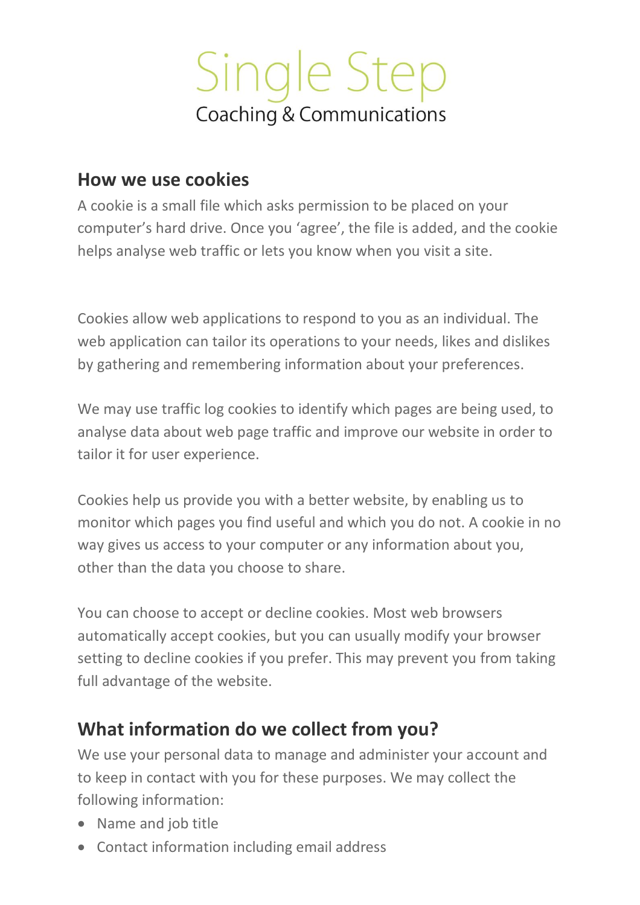Single Step
Coaching & Communications

## How we use cookies

A cookie is a small file which asks permission to be placed on your computer's hard drive. Once you 'agree', the file is added, and the cookie helps analyse web traffic or lets you know when you visit a site.

Cookies allow web applications to respond to you as an individual. The web application can tailor its operations to your needs, likes and dislikes by gathering and remembering information about your preferences.

We may use traffic log cookies to identify which pages are being used, to analyse data about web page traffic and improve our website in order to tailor it for user experience.

Cookies help us provide you with a better website, by enabling us to monitor which pages you find useful and which you do not. A cookie in no way gives us access to your computer or any information about you, other than the data you choose to share.

You can choose to accept or decline cookies. Most web browsers automatically accept cookies, but you can usually modify your browser setting to decline cookies if you prefer. This may prevent you from taking full advantage of the website.

## What information do we collect from you?

We use your personal data to manage and administer your account and to keep in contact with you for these purposes. We may collect the following information:

- Name and job title
- Contact information including email address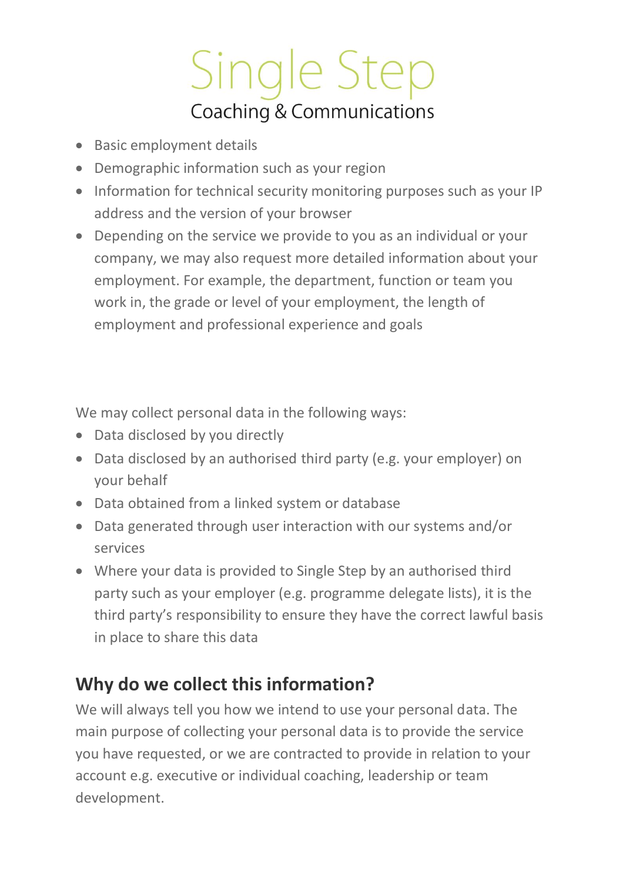- Basic employment details
- Demographic information such as your region
- Information for technical security monitoring purposes such as your IP address and the version of your browser
- Depending on the service we provide to you as an individual or your company, we may also request more detailed information about your employment. For example, the department, function or team you work in, the grade or level of your employment, the length of employment and professional experience and goals

We may collect personal data in the following ways:

- Data disclosed by you directly
- Data disclosed by an authorised third party (e.g. your employer) on your behalf
- Data obtained from a linked system or database
- Data generated through user interaction with our systems and/or services
- Where your data is provided to Single Step by an authorised third party such as your employer (e.g. programme delegate lists), it is the third party's responsibility to ensure they have the correct lawful basis in place to share this data

## Why do we collect this information?

We will always tell you how we intend to use your personal data. The main purpose of collecting your personal data is to provide the service you have requested, or we are contracted to provide in relation to your account e.g. executive or individual coaching, leadership or team development.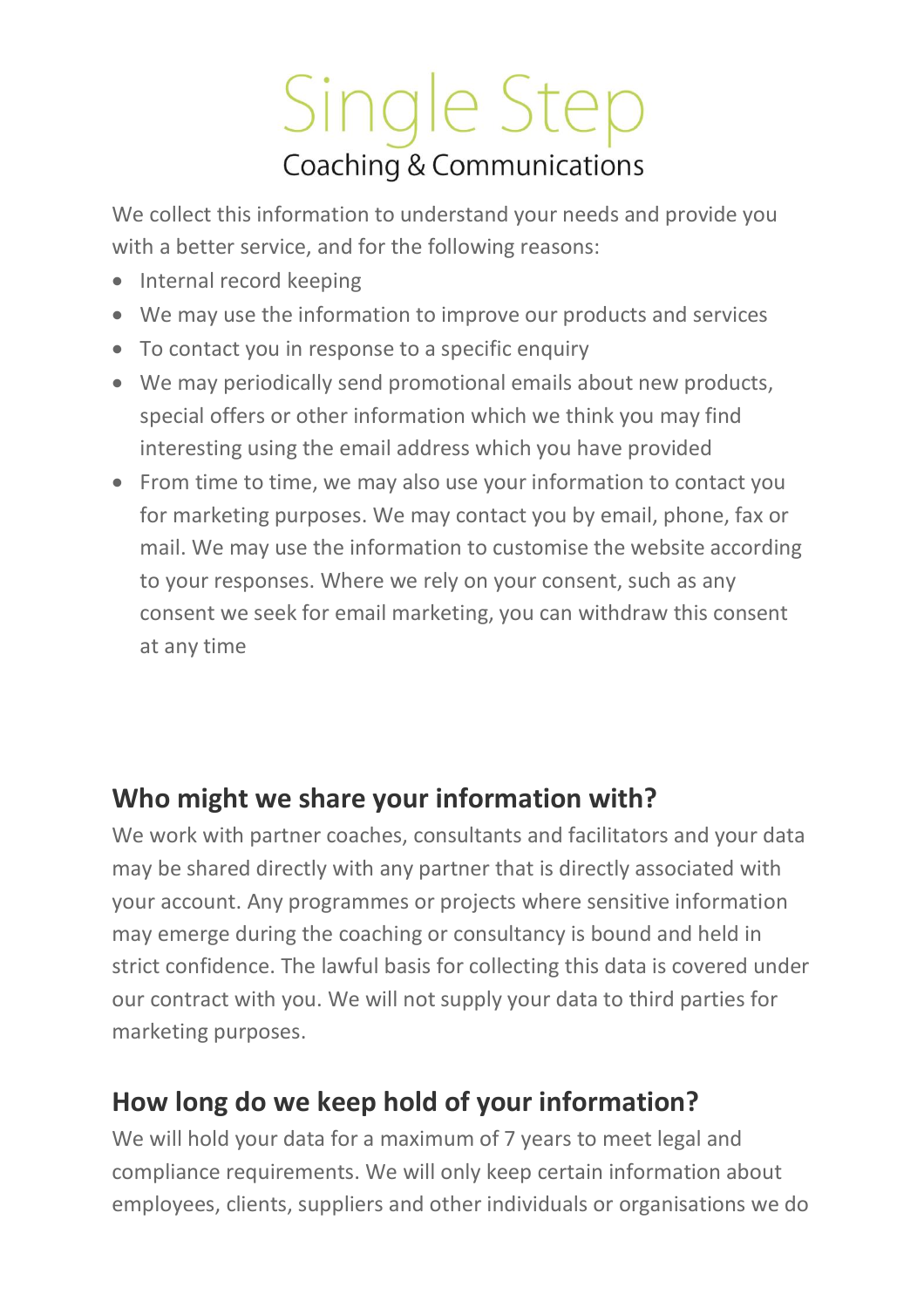We collect this information to understand your needs and provide you with a better service, and for the following reasons:

- Internal record keeping
- We may use the information to improve our products and services
- To contact you in response to a specific enquiry
- We may periodically send promotional emails about new products, special offers or other information which we think you may find interesting using the email address which you have provided
- From time to time, we may also use your information to contact you for marketing purposes. We may contact you by email, phone, fax or mail. We may use the information to customise the website according to your responses. Where we rely on your consent, such as any consent we seek for email marketing, you can withdraw this consent at any time

## Who might we share your information with?

We work with partner coaches, consultants and facilitators and your data may be shared directly with any partner that is directly associated with your account. Any programmes or projects where sensitive information may emerge during the coaching or consultancy is bound and held in strict confidence. The lawful basis for collecting this data is covered under our contract with you. We will not supply your data to third parties for marketing purposes.

## How long do we keep hold of your information?

We will hold your data for a maximum of 7 years to meet legal and compliance requirements. We will only keep certain information about employees, clients, suppliers and other individuals or organisations we do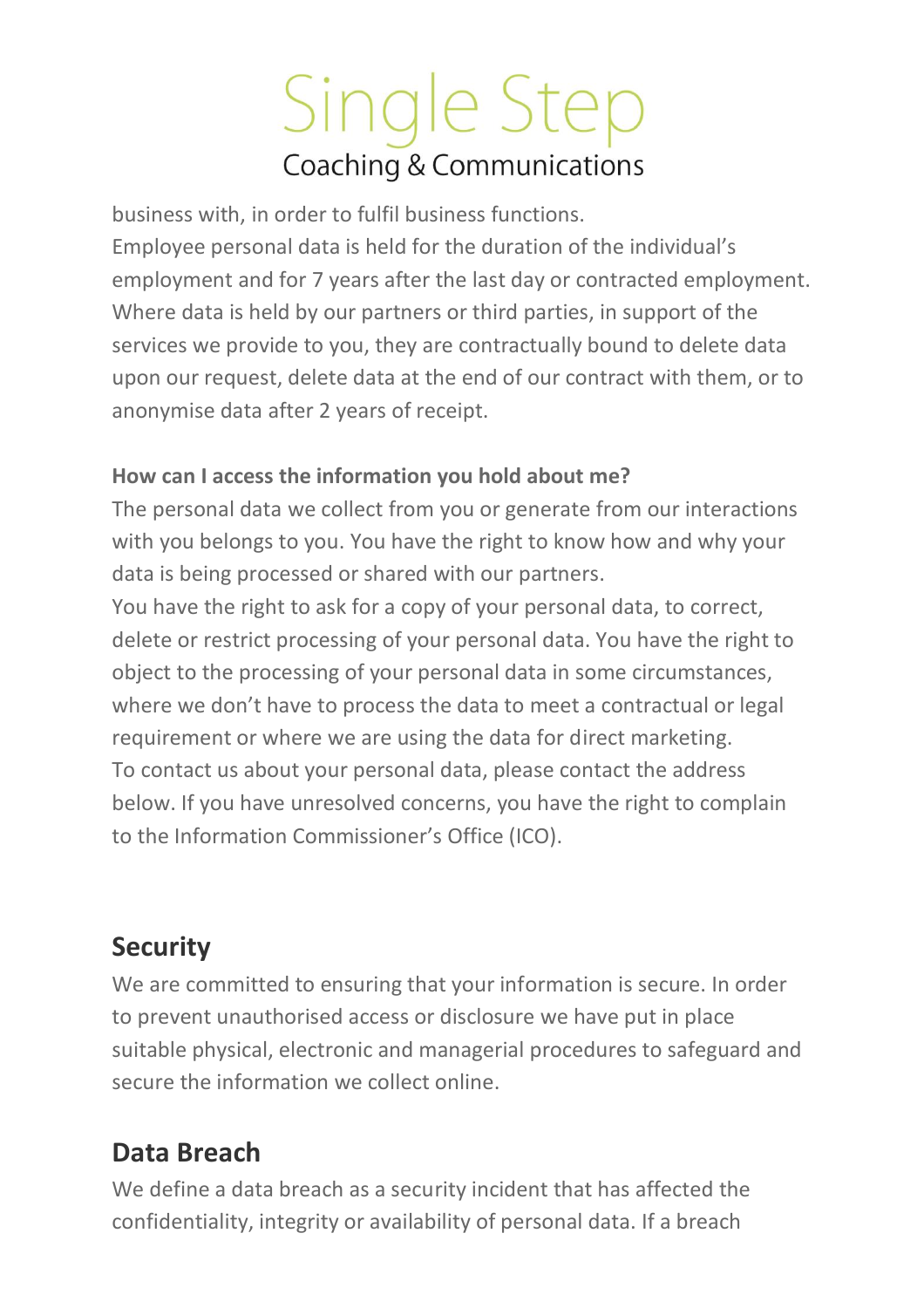business with, in order to fulfil business functions.
Employee personal data is held for the duration of the individual's employment and for 7 years after the last day or contracted employment.
Where data is held by our partners or third parties, in support of the services we provide to you, they are contractually bound to delete data upon our request, delete data at the end of our contract with them, or to anonymise data after 2 years of receipt.

**How can I access the information you hold about me?**

The personal data we collect from you or generate from our interactions with you belongs to you. You have the right to know how and why your data is being processed or shared with our partners.
You have the right to ask for a copy of your personal data, to correct, delete or restrict processing of your personal data. You have the right to object to the processing of your personal data in some circumstances, where we don't have to process the data to meet a contractual or legal requirement or where we are using the data for direct marketing.
To contact us about your personal data, please contact the address below. If you have unresolved concerns, you have the right to complain to the Information Commissioner's Office (ICO).

## Security

We are committed to ensuring that your information is secure. In order to prevent unauthorised access or disclosure we have put in place suitable physical, electronic and managerial procedures to safeguard and secure the information we collect online.

## Data Breach

We define a data breach as a security incident that has affected the confidentiality, integrity or availability of personal data. If a breach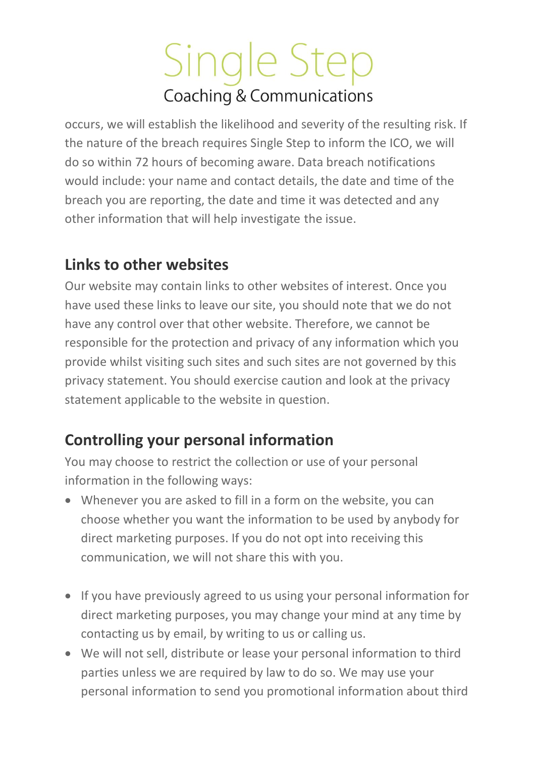occurs, we will establish the likelihood and severity of the resulting risk. If the nature of the breach requires Single Step to inform the ICO, we will do so within 72 hours of becoming aware. Data breach notifications would include: your name and contact details, the date and time of the breach you are reporting, the date and time it was detected and any other information that will help investigate the issue.

## Links to other websites

Our website may contain links to other websites of interest. Once you have used these links to leave our site, you should note that we do not have any control over that other website. Therefore, we cannot be responsible for the protection and privacy of any information which you provide whilst visiting such sites and such sites are not governed by this privacy statement. You should exercise caution and look at the privacy statement applicable to the website in question.

## Controlling your personal information

You may choose to restrict the collection or use of your personal information in the following ways:

- Whenever you are asked to fill in a form on the website, you can choose whether you want the information to be used by anybody for direct marketing purposes. If you do not opt into receiving this communication, we will not share this with you.

- If you have previously agreed to us using your personal information for direct marketing purposes, you may change your mind at any time by contacting us by email, by writing to us or calling us.
- We will not sell, distribute or lease your personal information to third parties unless we are required by law to do so. We may use your personal information to send you promotional information about third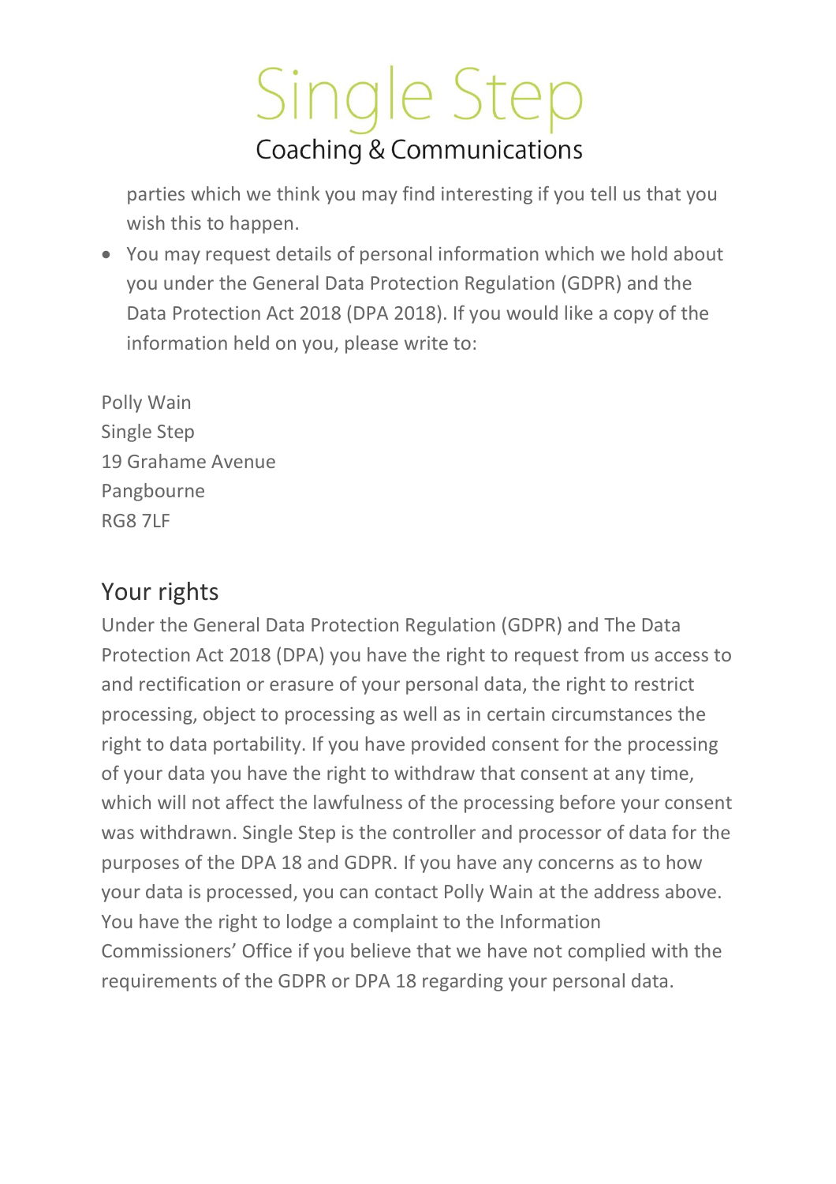parties which we think you may find interesting if you tell us that you wish this to happen.

- You may request details of personal information which we hold about you under the General Data Protection Regulation (GDPR) and the Data Protection Act 2018 (DPA 2018). If you would like a copy of the information held on you, please write to:

Polly Wain
Single Step
19 Grahame Avenue
Pangbourne
RG8 7LF

## Your rights

Under the General Data Protection Regulation (GDPR) and The Data Protection Act 2018 (DPA) you have the right to request from us access to and rectification or erasure of your personal data, the right to restrict processing, object to processing as well as in certain circumstances the right to data portability. If you have provided consent for the processing of your data you have the right to withdraw that consent at any time, which will not affect the lawfulness of the processing before your consent was withdrawn. Single Step is the controller and processor of data for the purposes of the DPA 18 and GDPR. If you have any concerns as to how your data is processed, you can contact Polly Wain at the address above. You have the right to lodge a complaint to the Information Commissioners' Office if you believe that we have not complied with the requirements of the GDPR or DPA 18 regarding your personal data.